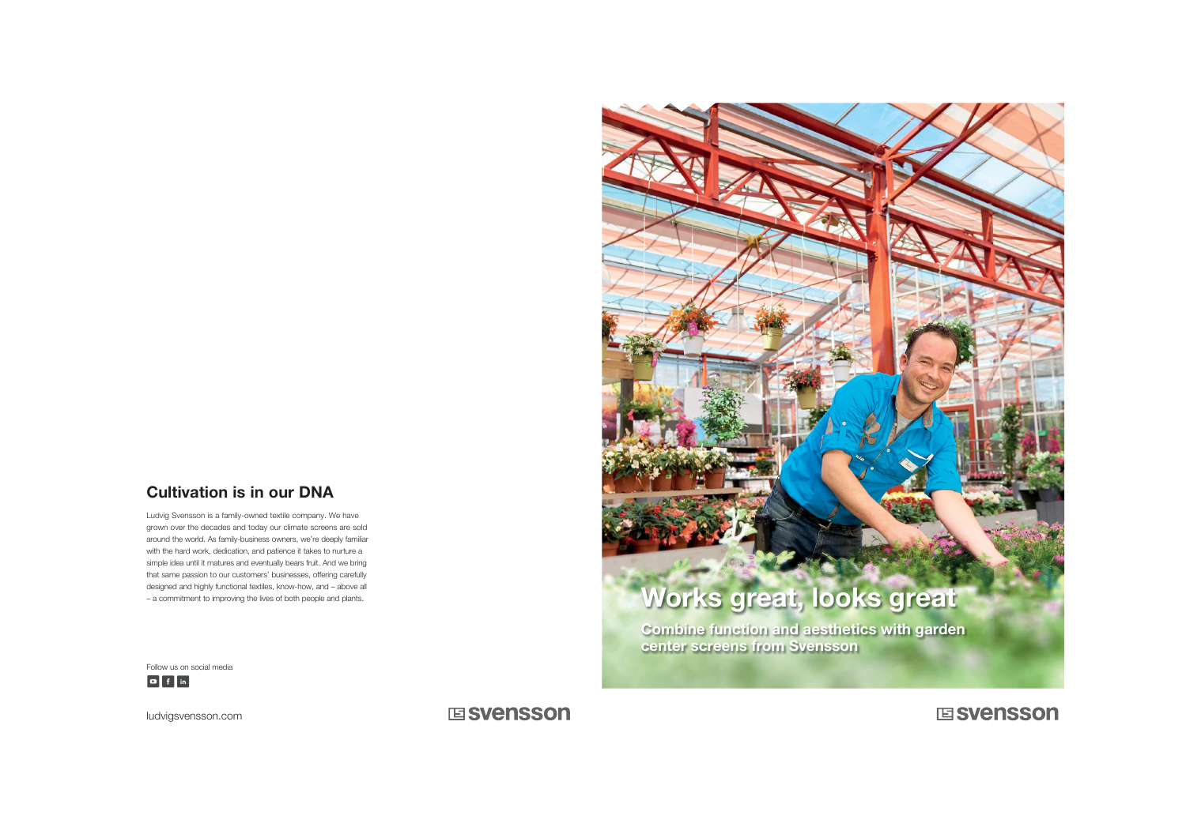## Cultivation is in our DNA

Ludvig Svensson is a family-owned textile company. We have grown over the decades and today our climate screens are sold around the world. As family-business owners, we're deeply familiar with the hard work, dedication, and patience it takes to nurture a simple idea until it matures and eventually bears fruit. And we bring that same passion to our customers' businesses, offering carefully designed and highly functional textiles, know-how, and – above all – a commitment to improving the lives of both people and plants.

Follow us on social media

ludvigsvensson.com

svensson

# Works great, looks great

**Combine function and aesthetics with garden center screens from Svensson**

svensson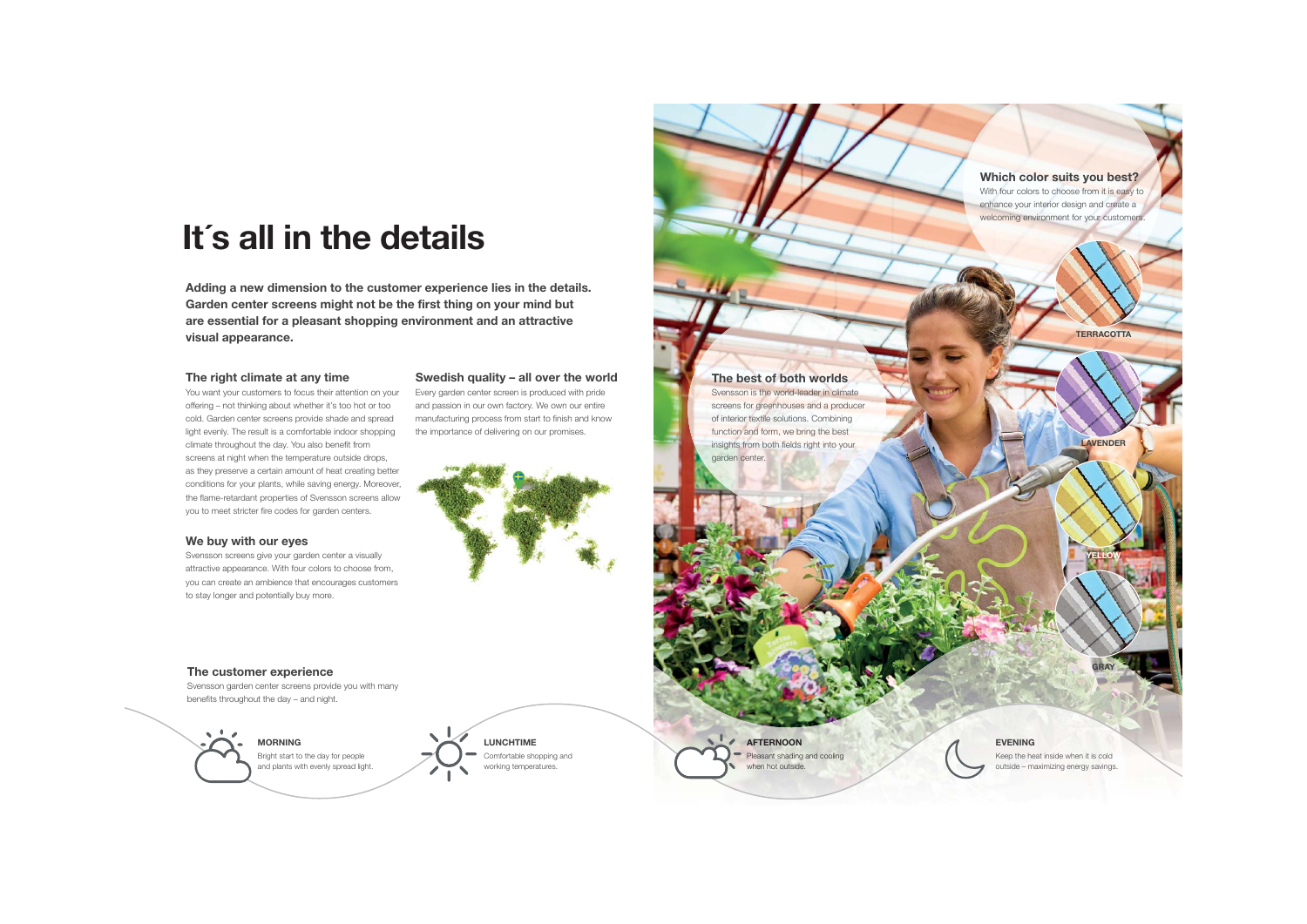# It´s all in the details

**Adding a new dimension to the customer experience lies in the details. Garden center screens might not be the first thing on your mind but are essential for a pleasant shopping environment and an attractive visual appearance.**

### The right climate at any time

You want your customers to focus their attention on your offering – not thinking about whether it's too hot or too cold. Garden center screens provide shade and spread light evenly. The result is a comfortable indoor shopping climate throughout the day. You also benefit from screens at night when the temperature outside drops, as they preserve a certain amount of heat creating better conditions for your plants, while saving energy. Moreover, the flame-retardant properties of Svensson screens allow you to meet stricter fire codes for garden centers.

### We buy with our eyes

Svensson screens give your garden center a visually attractive appearance. With four colors to choose from, you can create an ambience that encourages customers to stay longer and potentially buy more.

### Swedish quality – all over the world

Every garden center screen is produced with pride and passion in our own factory. We own our entire manufacturing process from start to finish and know the importance of delivering on our promises.

### The best of both worlds

Svensson is the world-leader in climate screens for greenhouses and a producer of interior textile solutions. Combining function and form, we bring the best insights from both fields right into your garden center.

### Which color suits you best?

With four colors to choose from it is easy to enhance your interior design and create a welcoming environment for your customers.

TERRACOTTA

LAVENDER

YELLOW

GRAY

### The customer experience

Svensson garden center screens provide you with many benefits throughout the day – and night.

**MORNING**
Bright start to the day for people and plants with evenly spread light.

**LUNCHTIME**
Comfortable shopping and working temperatures.

**AFTERNOON**
Pleasant shading and cooling when hot outside.

**EVENING**
Keep the heat inside when it is cold outside – maximizing energy savings.